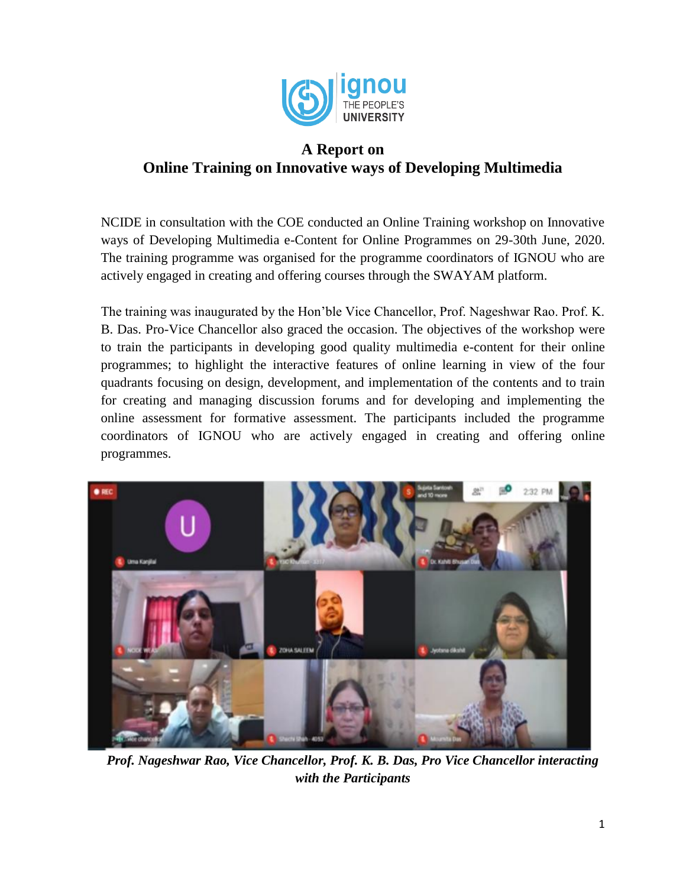# A Report on
# Online Training on Innovative ways of Developing Multimedia

NCIDE in consultation with the COE conducted an Online Training workshop on Innovative ways of Developing Multimedia e-Content for Online Programmes on 29-30th June, 2020. The training programme was organised for the programme coordinators of IGNOU who are actively engaged in creating and offering courses through the SWAYAM platform.

The training was inaugurated by the Hon'ble Vice Chancellor, Prof. Nageshwar Rao. Prof. K. B. Das. Pro-Vice Chancellor also graced the occasion. The objectives of the workshop were to train the participants in developing good quality multimedia e-content for their online programmes; to highlight the interactive features of online learning in view of the four quadrants focusing on design, development, and implementation of the contents and to train for creating and managing discussion forums and for developing and implementing the online assessment for formative assessment. The participants included the programme coordinators of IGNOU who are actively engaged in creating and offering online programmes.

***Prof. Nageshwar Rao, Vice Chancellor, Prof. K. B. Das, Pro Vice Chancellor interacting with the Participants***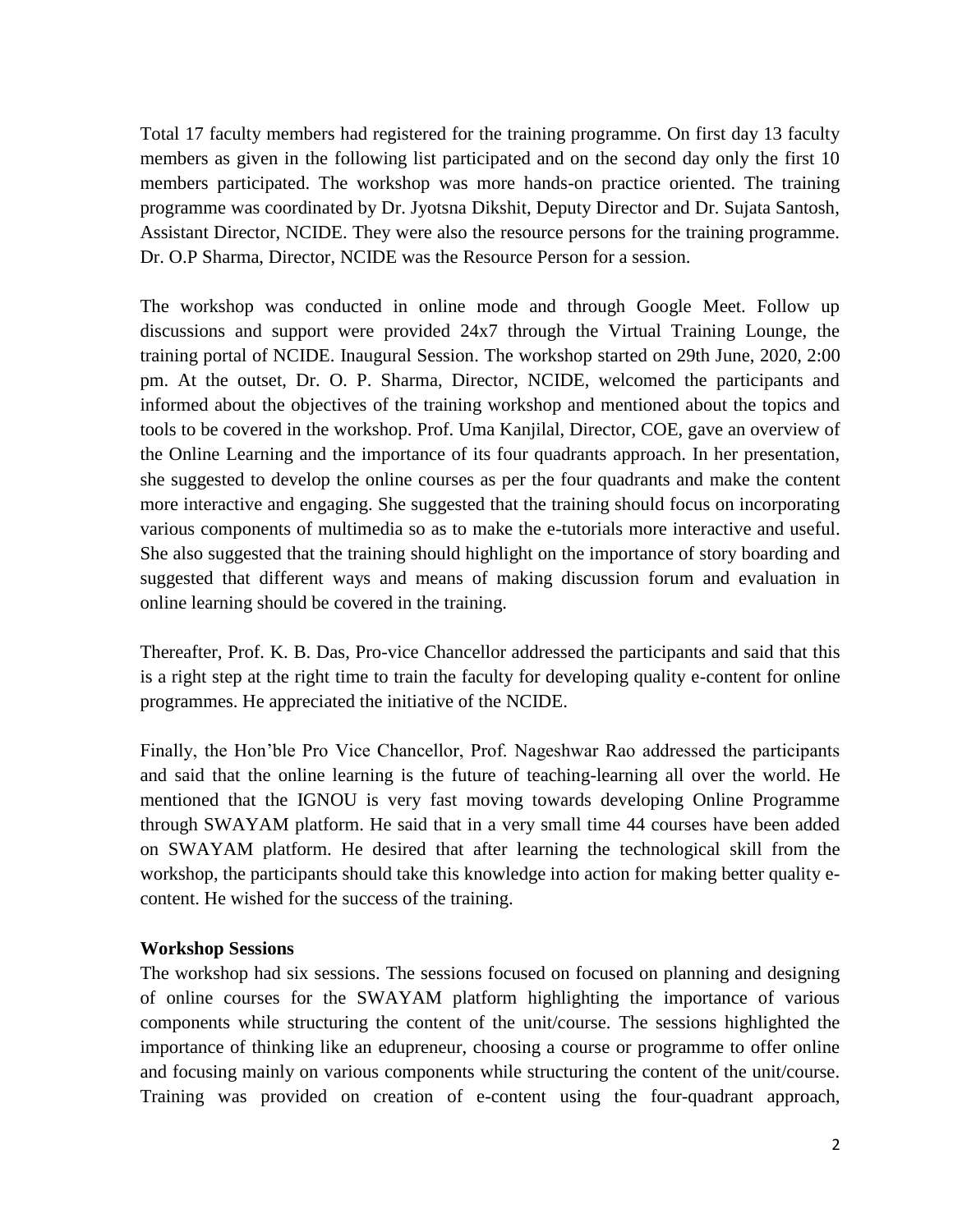Total 17 faculty members had registered for the training programme. On first day 13 faculty members as given in the following list participated and on the second day only the first 10 members participated. The workshop was more hands-on practice oriented. The training programme was coordinated by Dr. Jyotsna Dikshit, Deputy Director and Dr. Sujata Santosh, Assistant Director, NCIDE. They were also the resource persons for the training programme. Dr. O.P Sharma, Director, NCIDE was the Resource Person for a session.

The workshop was conducted in online mode and through Google Meet. Follow up discussions and support were provided 24x7 through the Virtual Training Lounge, the training portal of NCIDE. Inaugural Session. The workshop started on 29th June, 2020, 2:00 pm. At the outset, Dr. O. P. Sharma, Director, NCIDE, welcomed the participants and informed about the objectives of the training workshop and mentioned about the topics and tools to be covered in the workshop. Prof. Uma Kanjilal, Director, COE, gave an overview of the Online Learning and the importance of its four quadrants approach. In her presentation, she suggested to develop the online courses as per the four quadrants and make the content more interactive and engaging. She suggested that the training should focus on incorporating various components of multimedia so as to make the e-tutorials more interactive and useful. She also suggested that the training should highlight on the importance of story boarding and suggested that different ways and means of making discussion forum and evaluation in online learning should be covered in the training.

Thereafter, Prof. K. B. Das, Pro-vice Chancellor addressed the participants and said that this is a right step at the right time to train the faculty for developing quality e-content for online programmes. He appreciated the initiative of the NCIDE.

Finally, the Hon'ble Pro Vice Chancellor, Prof. Nageshwar Rao addressed the participants and said that the online learning is the future of teaching-learning all over the world. He mentioned that the IGNOU is very fast moving towards developing Online Programme through SWAYAM platform. He said that in a very small time 44 courses have been added on SWAYAM platform. He desired that after learning the technological skill from the workshop, the participants should take this knowledge into action for making better quality e-content. He wished for the success of the training.

**Workshop Sessions**

The workshop had six sessions. The sessions focused on focused on planning and designing of online courses for the SWAYAM platform highlighting the importance of various components while structuring the content of the unit/course. The sessions highlighted the importance of thinking like an edupreneur, choosing a course or programme to offer online and focusing mainly on various components while structuring the content of the unit/course. Training was provided on creation of e-content using the four-quadrant approach,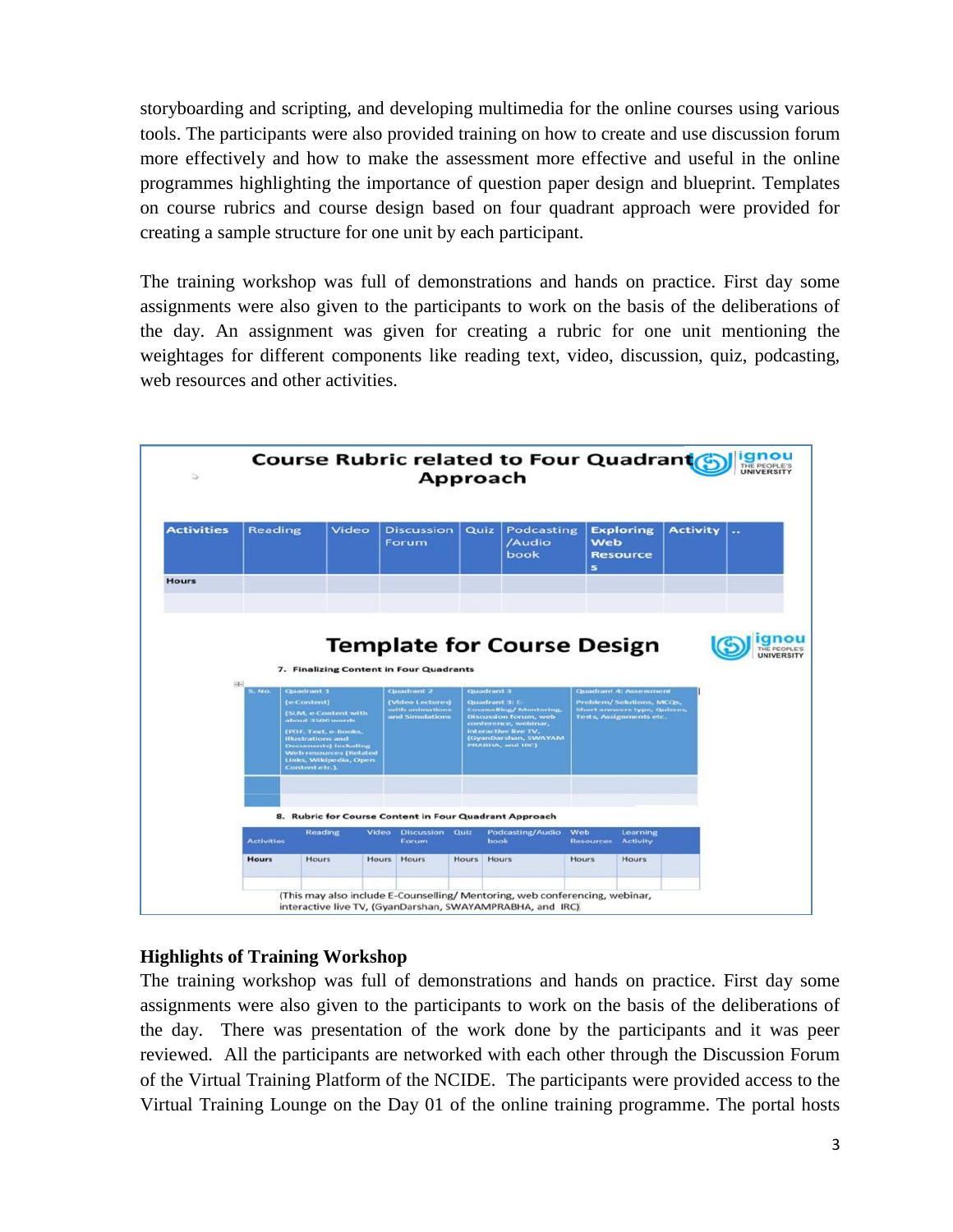storyboarding and scripting, and developing multimedia for the online courses using various tools. The participants were also provided training on how to create and use discussion forum more effectively and how to make the assessment more effective and useful in the online programmes highlighting the importance of question paper design and blueprint. Templates on course rubrics and course design based on four quadrant approach were provided for creating a sample structure for one unit by each participant.

The training workshop was full of demonstrations and hands on practice. First day some assignments were also given to the participants to work on the basis of the deliberations of the day. An assignment was given for creating a rubric for one unit mentioning the weightages for different components like reading text, video, discussion, quiz, podcasting, web resources and other activities.

**Course Rubric related to Four Quadrant Approach**

| Activities | Reading | Video | Discussion Forum | Quiz | Podcasting /Audio book | Exploring Web Resources | Activity | .. |
|---|---|---|---|---|---|---|---|---|
| Hours | | | | | | | | |
| | | | | | | | | |

**Template for Course Design**

7. Finalizing Content in Four Quadrants

| S. No. | Quadrant 1 (e-Content) (SLM, e-Content with about 3500 words (PDF, Text, e-Books, Illustrations and Documents) including Web resources (Related Links, Wikipedia, Open Content etc.). | Quadrant 2 (Video Lectures) with animations and Simulations | Quadrant 3: E-Counselling/ Mentoring, Discussion forum, web conference, webinar, interactive live TV, (GyanDarshan, SWAYAM PRABHA, and IRC) | Quadrant 4: Assessment Problem/ Solutions, MCQs, Short answers type, Quizzes, Tests, Assignments etc. |
|---|---|---|---|---|
| | | | | |
| | | | | |

8. Rubric for Course Content in Four Quadrant Approach

| Activities | Reading | Video | Discussion Forum | Quiz | Podcasting/Audio book | Web Resources | Learning Activity | |
|---|---|---|---|---|---|---|---|---|
| Hours | Hours | Hours | Hours | Hours | Hours | Hours | Hours | |
| | | | | | | | | |

(This may also include E-Counselling/ Mentoring, web conferencing, webinar, interactive live TV, (GyanDarshan, SWAYAMPRABHA, and IRC)

### Highlights of Training Workshop

The training workshop was full of demonstrations and hands on practice. First day some assignments were also given to the participants to work on the basis of the deliberations of the day. There was presentation of the work done by the participants and it was peer reviewed. All the participants are networked with each other through the Discussion Forum of the Virtual Training Platform of the NCIDE. The participants were provided access to the Virtual Training Lounge on the Day 01 of the online training programme. The portal hosts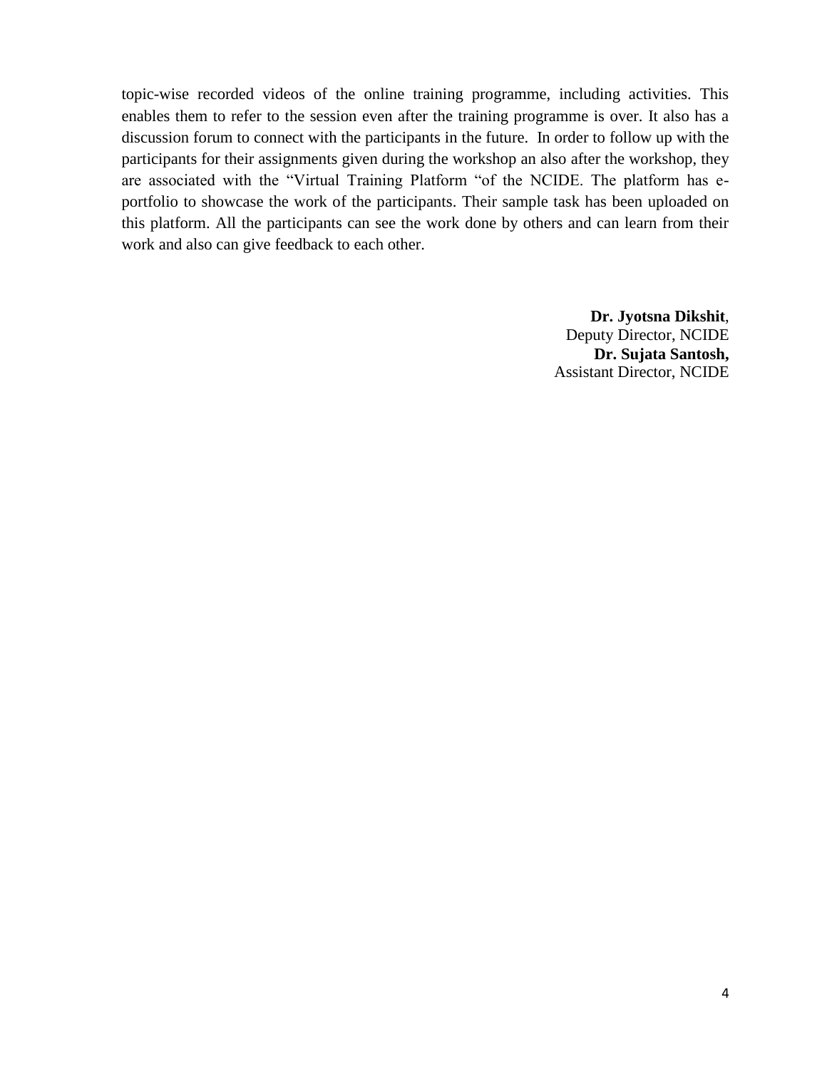topic-wise recorded videos of the online training programme, including activities. This enables them to refer to the session even after the training programme is over. It also has a discussion forum to connect with the participants in the future. In order to follow up with the participants for their assignments given during the workshop an also after the workshop, they are associated with the "Virtual Training Platform "of the NCIDE. The platform has e-portfolio to showcase the work of the participants. Their sample task has been uploaded on this platform. All the participants can see the work done by others and can learn from their work and also can give feedback to each other.

**Dr. Jyotsna Dikshit**,
Deputy Director, NCIDE
**Dr. Sujata Santosh,**
Assistant Director, NCIDE